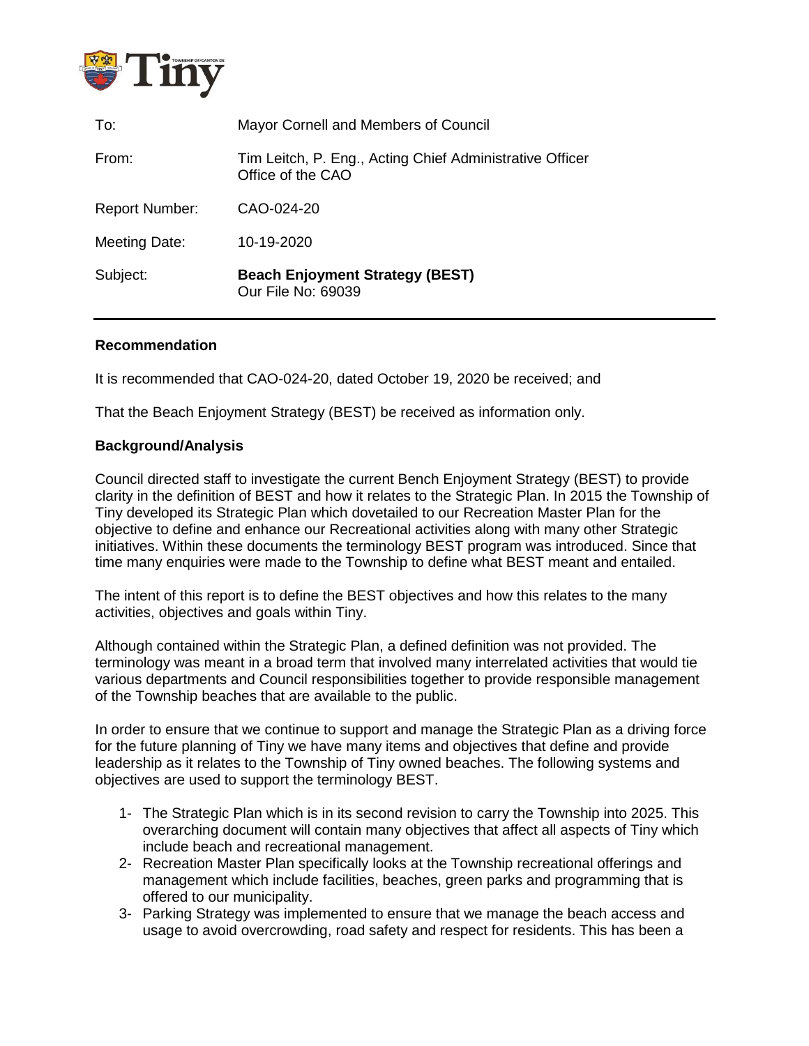| To: | Mayor Cornell and Members of Council |
| --- | --- |
| From: | Tim Leitch, P. Eng., Acting Chief Administrative Officer<br>Office of the CAO |
| Report Number: | CAO-024-20 |
| Meeting Date: | 10-19-2020 |
| Subject: | **Beach Enjoyment Strategy (BEST)**<br>Our File No: 69039 |

---

### Recommendation

It is recommended that CAO-024-20, dated October 19, 2020 be received; and

That the Beach Enjoyment Strategy (BEST) be received as information only.

### Background/Analysis

Council directed staff to investigate the current Bench Enjoyment Strategy (BEST) to provide clarity in the definition of BEST and how it relates to the Strategic Plan. In 2015 the Township of Tiny developed its Strategic Plan which dovetailed to our Recreation Master Plan for the objective to define and enhance our Recreational activities along with many other Strategic initiatives. Within these documents the terminology BEST program was introduced. Since that time many enquiries were made to the Township to define what BEST meant and entailed.

The intent of this report is to define the BEST objectives and how this relates to the many activities, objectives and goals within Tiny.

Although contained within the Strategic Plan, a defined definition was not provided. The terminology was meant in a broad term that involved many interrelated activities that would tie various departments and Council responsibilities together to provide responsible management of the Township beaches that are available to the public.

In order to ensure that we continue to support and manage the Strategic Plan as a driving force for the future planning of Tiny we have many items and objectives that define and provide leadership as it relates to the Township of Tiny owned beaches. The following systems and objectives are used to support the terminology BEST.

1- The Strategic Plan which is in its second revision to carry the Township into 2025. This overarching document will contain many objectives that affect all aspects of Tiny which include beach and recreational management.
2- Recreation Master Plan specifically looks at the Township recreational offerings and management which include facilities, beaches, green parks and programming that is offered to our municipality.
3- Parking Strategy was implemented to ensure that we manage the beach access and usage to avoid overcrowding, road safety and respect for residents. This has been a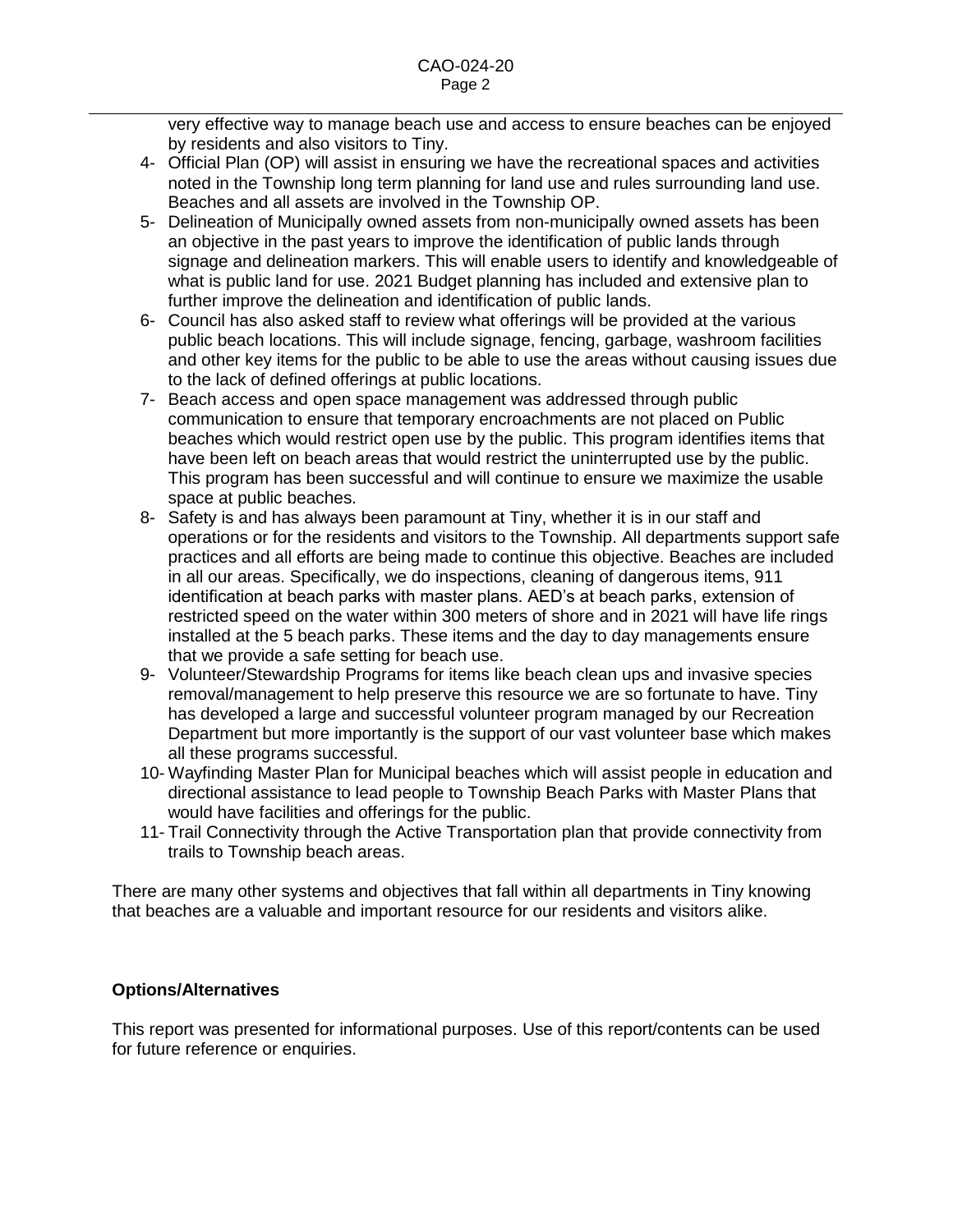very effective way to manage beach use and access to ensure beaches can be enjoyed by residents and also visitors to Tiny.

4- Official Plan (OP) will assist in ensuring we have the recreational spaces and activities noted in the Township long term planning for land use and rules surrounding land use. Beaches and all assets are involved in the Township OP.
5- Delineation of Municipally owned assets from non-municipally owned assets has been an objective in the past years to improve the identification of public lands through signage and delineation markers. This will enable users to identify and knowledgeable of what is public land for use. 2021 Budget planning has included and extensive plan to further improve the delineation and identification of public lands.
6- Council has also asked staff to review what offerings will be provided at the various public beach locations. This will include signage, fencing, garbage, washroom facilities and other key items for the public to be able to use the areas without causing issues due to the lack of defined offerings at public locations.
7- Beach access and open space management was addressed through public communication to ensure that temporary encroachments are not placed on Public beaches which would restrict open use by the public. This program identifies items that have been left on beach areas that would restrict the uninterrupted use by the public. This program has been successful and will continue to ensure we maximize the usable space at public beaches.
8- Safety is and has always been paramount at Tiny, whether it is in our staff and operations or for the residents and visitors to the Township. All departments support safe practices and all efforts are being made to continue this objective. Beaches are included in all our areas. Specifically, we do inspections, cleaning of dangerous items, 911 identification at beach parks with master plans. AED's at beach parks, extension of restricted speed on the water within 300 meters of shore and in 2021 will have life rings installed at the 5 beach parks. These items and the day to day managements ensure that we provide a safe setting for beach use.
9- Volunteer/Stewardship Programs for items like beach clean ups and invasive species removal/management to help preserve this resource we are so fortunate to have. Tiny has developed a large and successful volunteer program managed by our Recreation Department but more importantly is the support of our vast volunteer base which makes all these programs successful.
10- Wayfinding Master Plan for Municipal beaches which will assist people in education and directional assistance to lead people to Township Beach Parks with Master Plans that would have facilities and offerings for the public.
11- Trail Connectivity through the Active Transportation plan that provide connectivity from trails to Township beach areas.

There are many other systems and objectives that fall within all departments in Tiny knowing that beaches are a valuable and important resource for our residents and visitors alike.

**Options/Alternatives**

This report was presented for informational purposes. Use of this report/contents can be used for future reference or enquiries.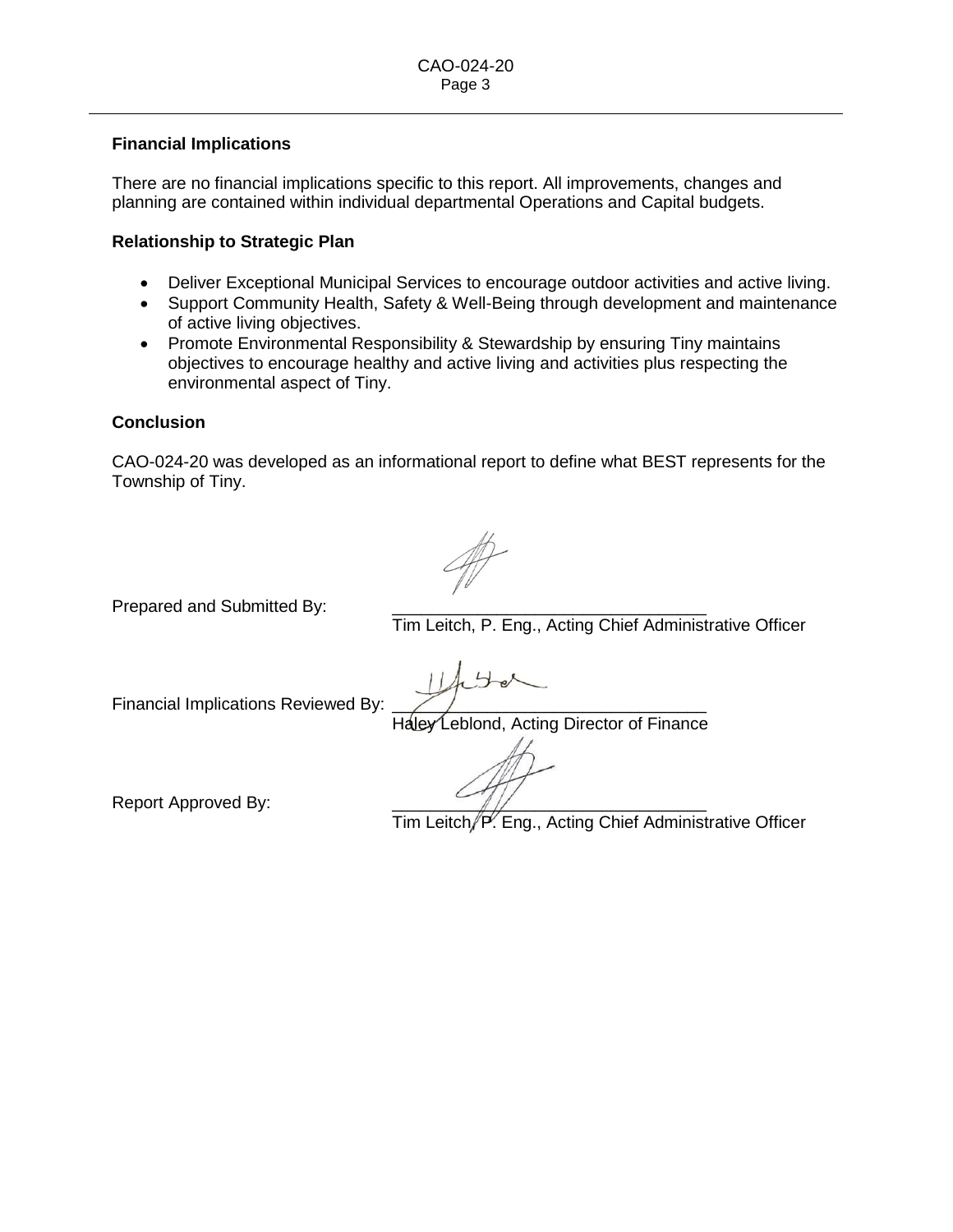### Financial Implications

There are no financial implications specific to this report. All improvements, changes and planning are contained within individual departmental Operations and Capital budgets.

### Relationship to Strategic Plan

- Deliver Exceptional Municipal Services to encourage outdoor activities and active living.
- Support Community Health, Safety & Well-Being through development and maintenance of active living objectives.
- Promote Environmental Responsibility & Stewardship by ensuring Tiny maintains objectives to encourage healthy and active living and activities plus respecting the environmental aspect of Tiny.

### Conclusion

CAO-024-20 was developed as an informational report to define what BEST represents for the Township of Tiny.

Prepared and Submitted By: ______________________________
Tim Leitch, P. Eng., Acting Chief Administrative Officer

Financial Implications Reviewed By: ______________________________
Haley Leblond, Acting Director of Finance

Report Approved By: ______________________________
Tim Leitch, P. Eng., Acting Chief Administrative Officer